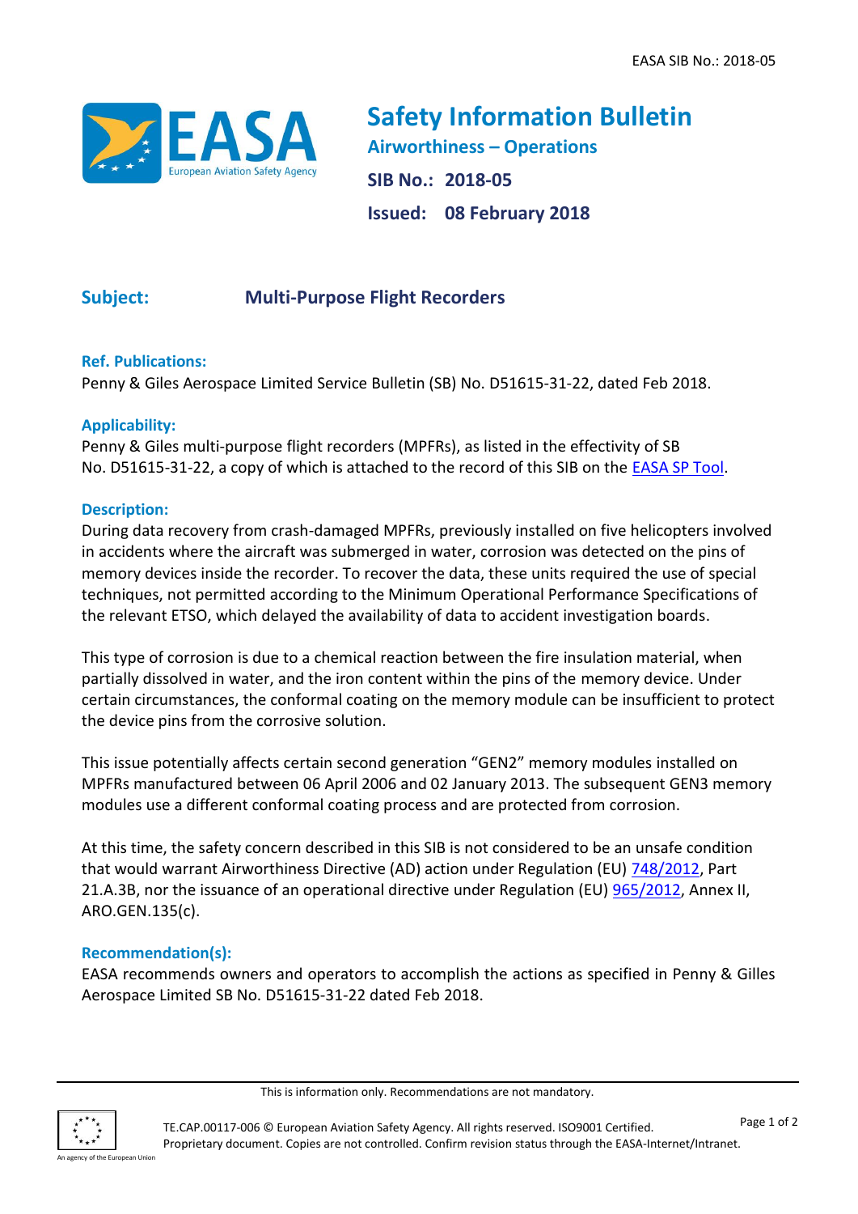# Safety Information Bulletin

## Airworthiness – Operations

**SIB No.: 2018-05**

**Issued: 08 February 2018**

## Subject: Multi-Purpose Flight Recorders

### Ref. Publications:

Penny & Giles Aerospace Limited Service Bulletin (SB) No. D51615-31-22, dated Feb 2018.

### Applicability:

Penny & Giles multi-purpose flight recorders (MPFRs), as listed in the effectivity of SB No. D51615-31-22, a copy of which is attached to the record of this SIB on the EASA SP Tool.

### Description:

During data recovery from crash-damaged MPFRs, previously installed on five helicopters involved in accidents where the aircraft was submerged in water, corrosion was detected on the pins of memory devices inside the recorder. To recover the data, these units required the use of special techniques, not permitted according to the Minimum Operational Performance Specifications of the relevant ETSO, which delayed the availability of data to accident investigation boards.

This type of corrosion is due to a chemical reaction between the fire insulation material, when partially dissolved in water, and the iron content within the pins of the memory device. Under certain circumstances, the conformal coating on the memory module can be insufficient to protect the device pins from the corrosive solution.

This issue potentially affects certain second generation "GEN2" memory modules installed on MPFRs manufactured between 06 April 2006 and 02 January 2013. The subsequent GEN3 memory modules use a different conformal coating process and are protected from corrosion.

At this time, the safety concern described in this SIB is not considered to be an unsafe condition that would warrant Airworthiness Directive (AD) action under Regulation (EU) 748/2012, Part 21.A.3B, nor the issuance of an operational directive under Regulation (EU) 965/2012, Annex II, ARO.GEN.135(c).

### Recommendation(s):

EASA recommends owners and operators to accomplish the actions as specified in Penny & Gilles Aerospace Limited SB No. D51615-31-22 dated Feb 2018.

This is information only. Recommendations are not mandatory.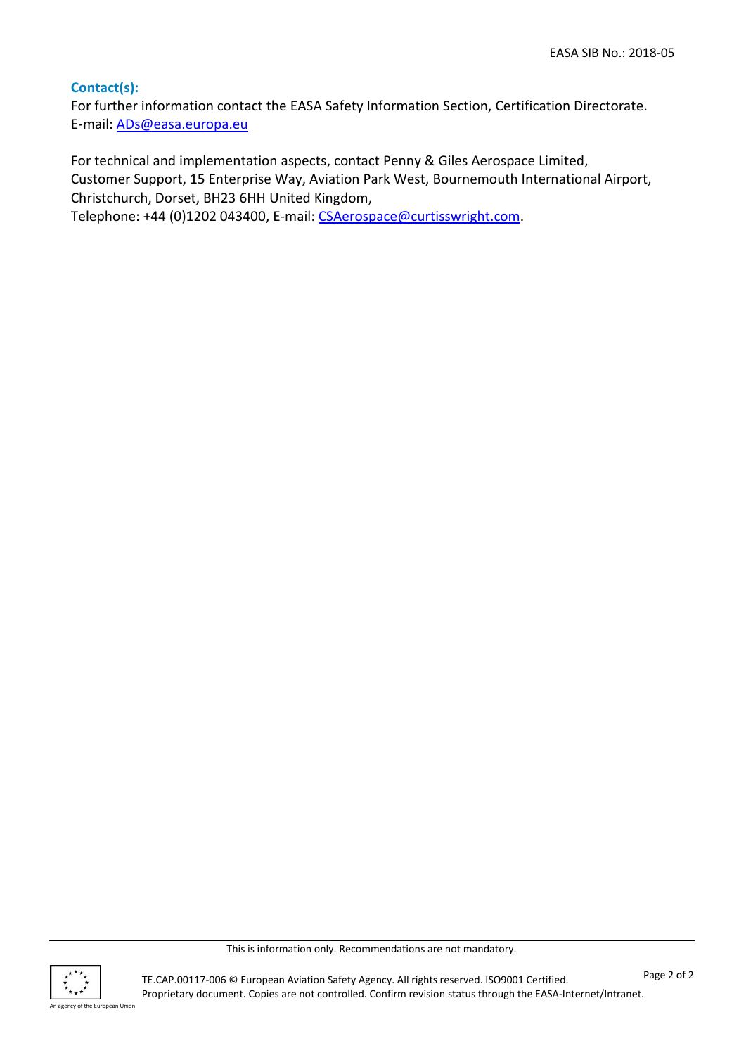**Contact(s):**

For further information contact the EASA Safety Information Section, Certification Directorate.
E-mail: ADs@easa.europa.eu

For technical and implementation aspects, contact Penny & Giles Aerospace Limited, Customer Support, 15 Enterprise Way, Aviation Park West, Bournemouth International Airport, Christchurch, Dorset, BH23 6HH United Kingdom,
Telephone: +44 (0)1202 043400, E-mail: CSAerospace@curtisswright.com.